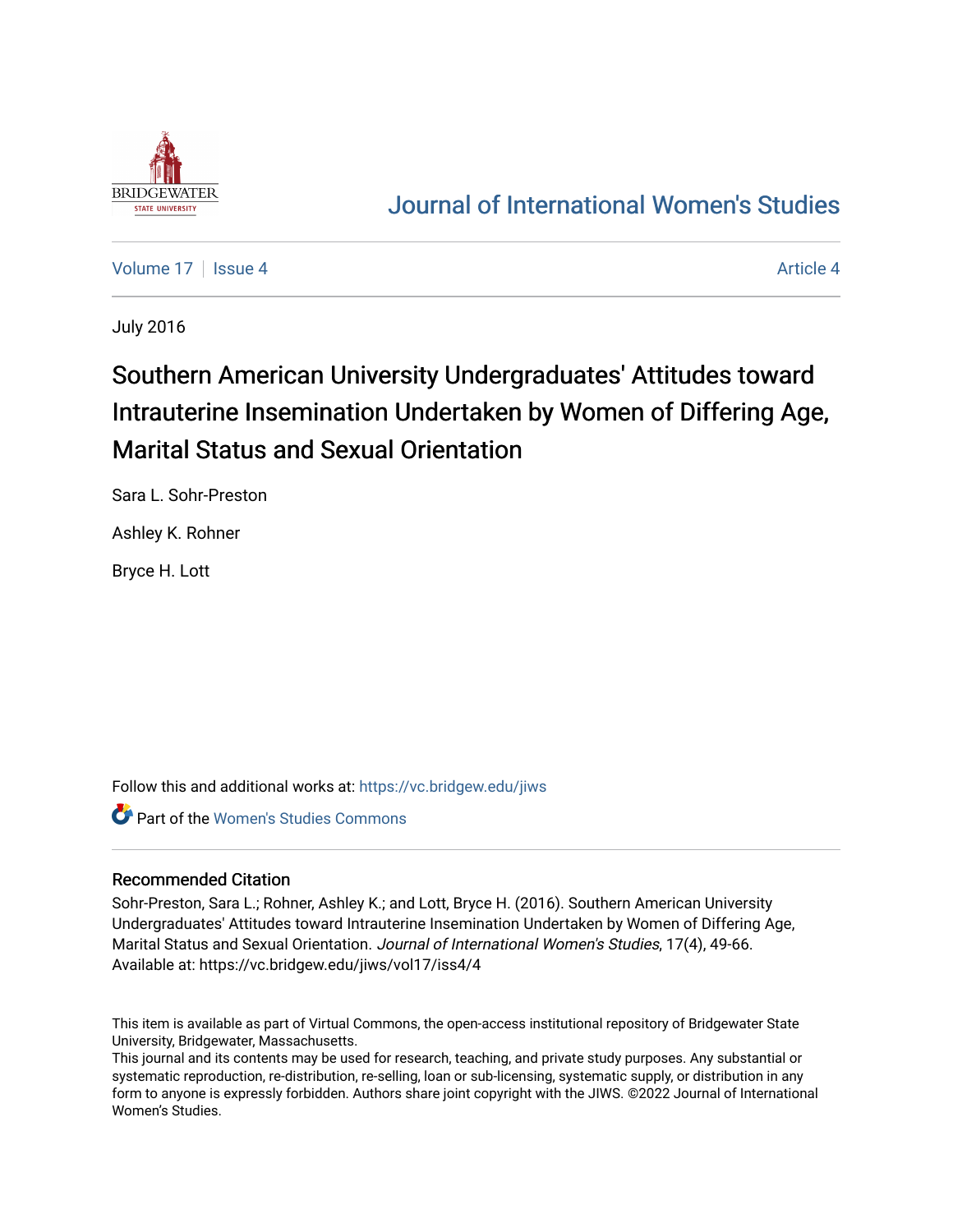# Journal of International Women's Studies

Volume 17 | Issue 4 | Article 4

July 2016

## Southern American University Undergraduates' Attitudes toward Intrauterine Insemination Undertaken by Women of Differing Age, Marital Status and Sexual Orientation

Sara L. Sohr-Preston

Ashley K. Rohner

Bryce H. Lott

Follow this and additional works at: https://vc.bridgew.edu/jiws

Part of the Women's Studies Commons

### Recommended Citation

Sohr-Preston, Sara L.; Rohner, Ashley K.; and Lott, Bryce H. (2016). Southern American University Undergraduates' Attitudes toward Intrauterine Insemination Undertaken by Women of Differing Age, Marital Status and Sexual Orientation. *Journal of International Women's Studies*, 17(4), 49-66.
Available at: https://vc.bridgew.edu/jiws/vol17/iss4/4

This item is available as part of Virtual Commons, the open-access institutional repository of Bridgewater State University, Bridgewater, Massachusetts.
This journal and its contents may be used for research, teaching, and private study purposes. Any substantial or systematic reproduction, re-distribution, re-selling, loan or sub-licensing, systematic supply, or distribution in any form to anyone is expressly forbidden. Authors share joint copyright with the JIWS. ©2022 Journal of International Women's Studies.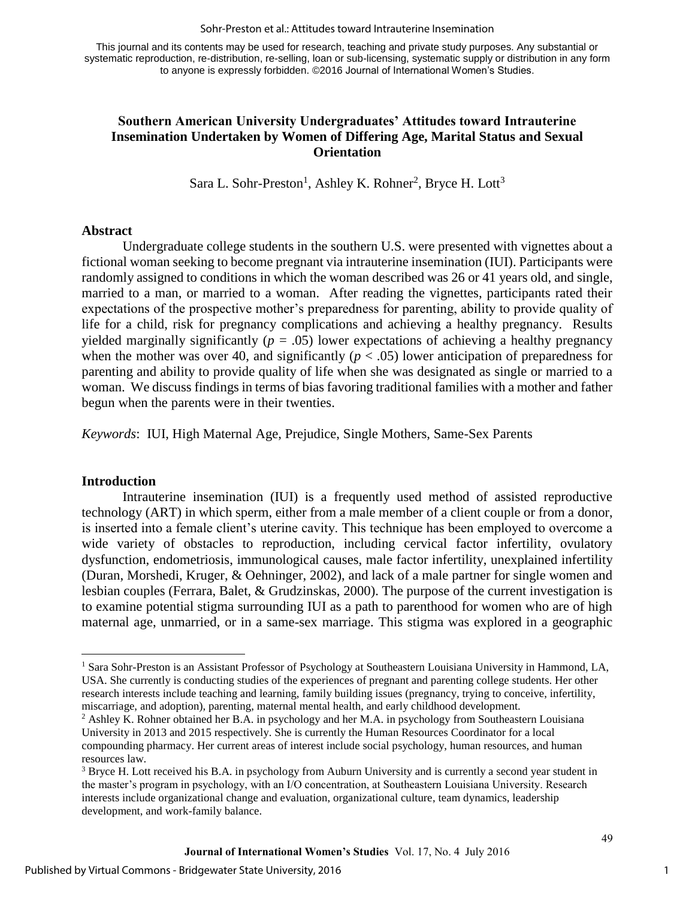This journal and its contents may be used for research, teaching and private study purposes. Any substantial or systematic reproduction, re-distribution, re-selling, loan or sub-licensing, systematic supply or distribution in any form to anyone is expressly forbidden. ©2016 Journal of International Women's Studies.

# Southern American University Undergraduates' Attitudes toward Intrauterine Insemination Undertaken by Women of Differing Age, Marital Status and Sexual Orientation

Sara L. Sohr-Preston[1], Ashley K. Rohner[2], Bryce H. Lott[3]

## Abstract

Undergraduate college students in the southern U.S. were presented with vignettes about a fictional woman seeking to become pregnant via intrauterine insemination (IUI). Participants were randomly assigned to conditions in which the woman described was 26 or 41 years old, and single, married to a man, or married to a woman. After reading the vignettes, participants rated their expectations of the prospective mother's preparedness for parenting, ability to provide quality of life for a child, risk for pregnancy complications and achieving a healthy pregnancy. Results yielded marginally significantly ($p = .05$) lower expectations of achieving a healthy pregnancy when the mother was over 40, and significantly ($p < .05$) lower anticipation of preparedness for parenting and ability to provide quality of life when she was designated as single or married to a woman. We discuss findings in terms of bias favoring traditional families with a mother and father begun when the parents were in their twenties.

*Keywords*: IUI, High Maternal Age, Prejudice, Single Mothers, Same-Sex Parents

## Introduction

Intrauterine insemination (IUI) is a frequently used method of assisted reproductive technology (ART) in which sperm, either from a male member of a client couple or from a donor, is inserted into a female client's uterine cavity. This technique has been employed to overcome a wide variety of obstacles to reproduction, including cervical factor infertility, ovulatory dysfunction, endometriosis, immunological causes, male factor infertility, unexplained infertility (Duran, Morshedi, Kruger, & Oehninger, 2002), and lack of a male partner for single women and lesbian couples (Ferrara, Balet, & Grudzinskas, 2000). The purpose of the current investigation is to examine potential stigma surrounding IUI as a path to parenthood for women who are of high maternal age, unmarried, or in a same-sex marriage. This stigma was explored in a geographic

---

[1] Sara Sohr-Preston is an Assistant Professor of Psychology at Southeastern Louisiana University in Hammond, LA, USA. She currently is conducting studies of the experiences of pregnant and parenting college students. Her other research interests include teaching and learning, family building issues (pregnancy, trying to conceive, infertility, miscarriage, and adoption), parenting, maternal mental health, and early childhood development.

[2] Ashley K. Rohner obtained her B.A. in psychology and her M.A. in psychology from Southeastern Louisiana University in 2013 and 2015 respectively. She is currently the Human Resources Coordinator for a local compounding pharmacy. Her current areas of interest include social psychology, human resources, and human resources law.

[3] Bryce H. Lott received his B.A. in psychology from Auburn University and is currently a second year student in the master's program in psychology, with an I/O concentration, at Southeastern Louisiana University. Research interests include organizational change and evaluation, organizational culture, team dynamics, leadership development, and work-family balance.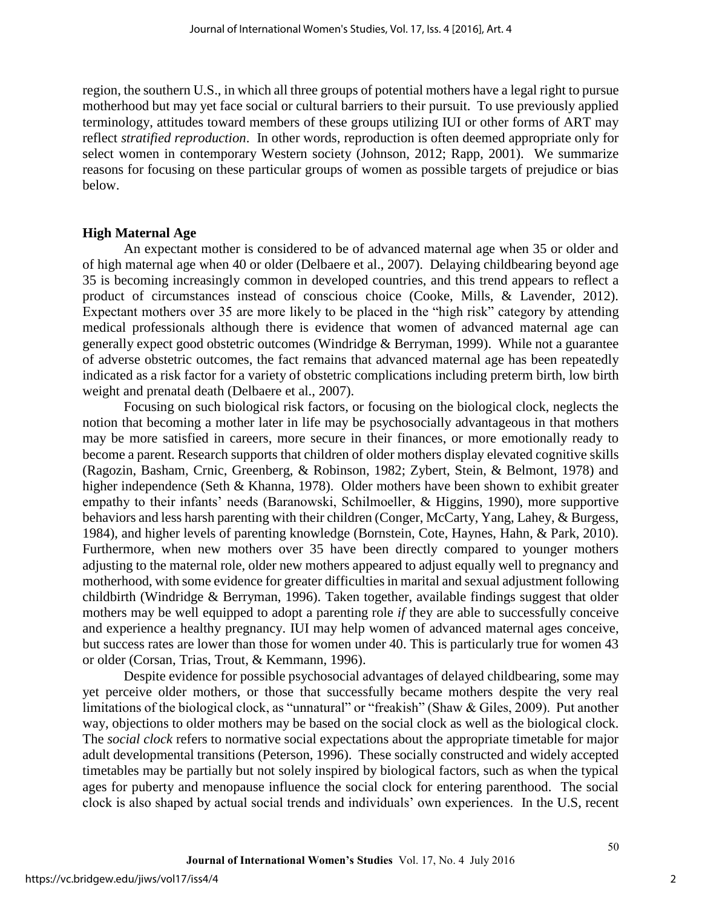region, the southern U.S., in which all three groups of potential mothers have a legal right to pursue motherhood but may yet face social or cultural barriers to their pursuit. To use previously applied terminology, attitudes toward members of these groups utilizing IUI or other forms of ART may reflect *stratified reproduction*. In other words, reproduction is often deemed appropriate only for select women in contemporary Western society (Johnson, 2012; Rapp, 2001). We summarize reasons for focusing on these particular groups of women as possible targets of prejudice or bias below.

## High Maternal Age

An expectant mother is considered to be of advanced maternal age when 35 or older and of high maternal age when 40 or older (Delbaere et al., 2007). Delaying childbearing beyond age 35 is becoming increasingly common in developed countries, and this trend appears to reflect a product of circumstances instead of conscious choice (Cooke, Mills, & Lavender, 2012). Expectant mothers over 35 are more likely to be placed in the "high risk" category by attending medical professionals although there is evidence that women of advanced maternal age can generally expect good obstetric outcomes (Windridge & Berryman, 1999). While not a guarantee of adverse obstetric outcomes, the fact remains that advanced maternal age has been repeatedly indicated as a risk factor for a variety of obstetric complications including preterm birth, low birth weight and prenatal death (Delbaere et al., 2007).

Focusing on such biological risk factors, or focusing on the biological clock, neglects the notion that becoming a mother later in life may be psychosocially advantageous in that mothers may be more satisfied in careers, more secure in their finances, or more emotionally ready to become a parent. Research supports that children of older mothers display elevated cognitive skills (Ragozin, Basham, Crnic, Greenberg, & Robinson, 1982; Zybert, Stein, & Belmont, 1978) and higher independence (Seth & Khanna, 1978). Older mothers have been shown to exhibit greater empathy to their infants' needs (Baranowski, Schilmoeller, & Higgins, 1990), more supportive behaviors and less harsh parenting with their children (Conger, McCarty, Yang, Lahey, & Burgess, 1984), and higher levels of parenting knowledge (Bornstein, Cote, Haynes, Hahn, & Park, 2010). Furthermore, when new mothers over 35 have been directly compared to younger mothers adjusting to the maternal role, older new mothers appeared to adjust equally well to pregnancy and motherhood, with some evidence for greater difficulties in marital and sexual adjustment following childbirth (Windridge & Berryman, 1996). Taken together, available findings suggest that older mothers may be well equipped to adopt a parenting role *if* they are able to successfully conceive and experience a healthy pregnancy. IUI may help women of advanced maternal ages conceive, but success rates are lower than those for women under 40. This is particularly true for women 43 or older (Corsan, Trias, Trout, & Kemmann, 1996).

Despite evidence for possible psychosocial advantages of delayed childbearing, some may yet perceive older mothers, or those that successfully became mothers despite the very real limitations of the biological clock, as "unnatural" or "freakish" (Shaw & Giles, 2009). Put another way, objections to older mothers may be based on the social clock as well as the biological clock. The *social clock* refers to normative social expectations about the appropriate timetable for major adult developmental transitions (Peterson, 1996). These socially constructed and widely accepted timetables may be partially but not solely inspired by biological factors, such as when the typical ages for puberty and menopause influence the social clock for entering parenthood. The social clock is also shaped by actual social trends and individuals' own experiences. In the U.S, recent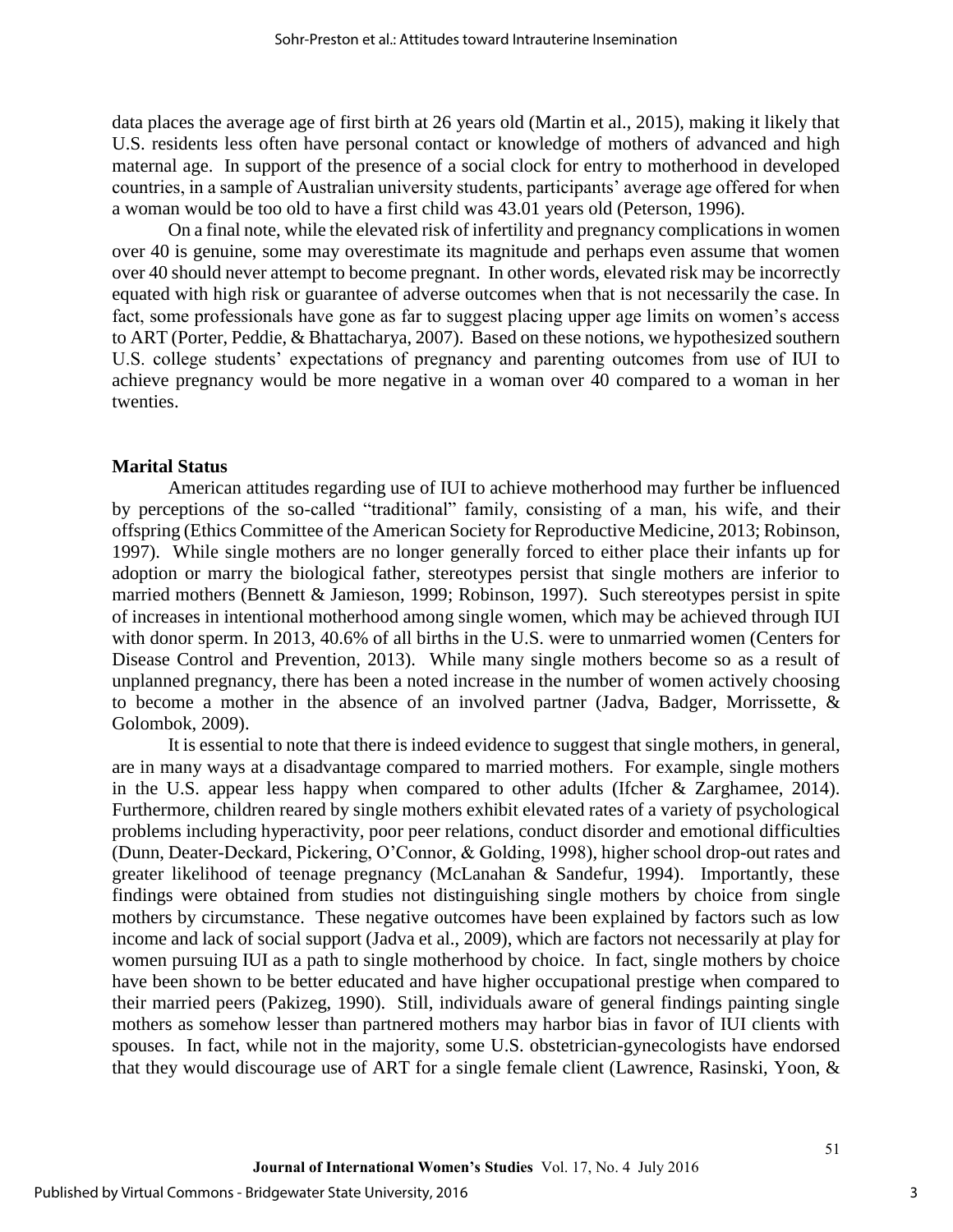data places the average age of first birth at 26 years old (Martin et al., 2015), making it likely that U.S. residents less often have personal contact or knowledge of mothers of advanced and high maternal age. In support of the presence of a social clock for entry to motherhood in developed countries, in a sample of Australian university students, participants' average age offered for when a woman would be too old to have a first child was 43.01 years old (Peterson, 1996).

On a final note, while the elevated risk of infertility and pregnancy complications in women over 40 is genuine, some may overestimate its magnitude and perhaps even assume that women over 40 should never attempt to become pregnant. In other words, elevated risk may be incorrectly equated with high risk or guarantee of adverse outcomes when that is not necessarily the case. In fact, some professionals have gone as far to suggest placing upper age limits on women's access to ART (Porter, Peddie, & Bhattacharya, 2007). Based on these notions, we hypothesized southern U.S. college students' expectations of pregnancy and parenting outcomes from use of IUI to achieve pregnancy would be more negative in a woman over 40 compared to a woman in her twenties.

**Marital Status**

American attitudes regarding use of IUI to achieve motherhood may further be influenced by perceptions of the so-called "traditional" family, consisting of a man, his wife, and their offspring (Ethics Committee of the American Society for Reproductive Medicine, 2013; Robinson, 1997). While single mothers are no longer generally forced to either place their infants up for adoption or marry the biological father, stereotypes persist that single mothers are inferior to married mothers (Bennett & Jamieson, 1999; Robinson, 1997). Such stereotypes persist in spite of increases in intentional motherhood among single women, which may be achieved through IUI with donor sperm. In 2013, 40.6% of all births in the U.S. were to unmarried women (Centers for Disease Control and Prevention, 2013). While many single mothers become so as a result of unplanned pregnancy, there has been a noted increase in the number of women actively choosing to become a mother in the absence of an involved partner (Jadva, Badger, Morrissette, & Golombok, 2009).

It is essential to note that there is indeed evidence to suggest that single mothers, in general, are in many ways at a disadvantage compared to married mothers. For example, single mothers in the U.S. appear less happy when compared to other adults (Ifcher & Zarghamee, 2014). Furthermore, children reared by single mothers exhibit elevated rates of a variety of psychological problems including hyperactivity, poor peer relations, conduct disorder and emotional difficulties (Dunn, Deater-Deckard, Pickering, O'Connor, & Golding, 1998), higher school drop-out rates and greater likelihood of teenage pregnancy (McLanahan & Sandefur, 1994). Importantly, these findings were obtained from studies not distinguishing single mothers by choice from single mothers by circumstance. These negative outcomes have been explained by factors such as low income and lack of social support (Jadva et al., 2009), which are factors not necessarily at play for women pursuing IUI as a path to single motherhood by choice. In fact, single mothers by choice have been shown to be better educated and have higher occupational prestige when compared to their married peers (Pakizeg, 1990). Still, individuals aware of general findings painting single mothers as somehow lesser than partnered mothers may harbor bias in favor of IUI clients with spouses. In fact, while not in the majority, some U.S. obstetrician-gynecologists have endorsed that they would discourage use of ART for a single female client (Lawrence, Rasinski, Yoon, &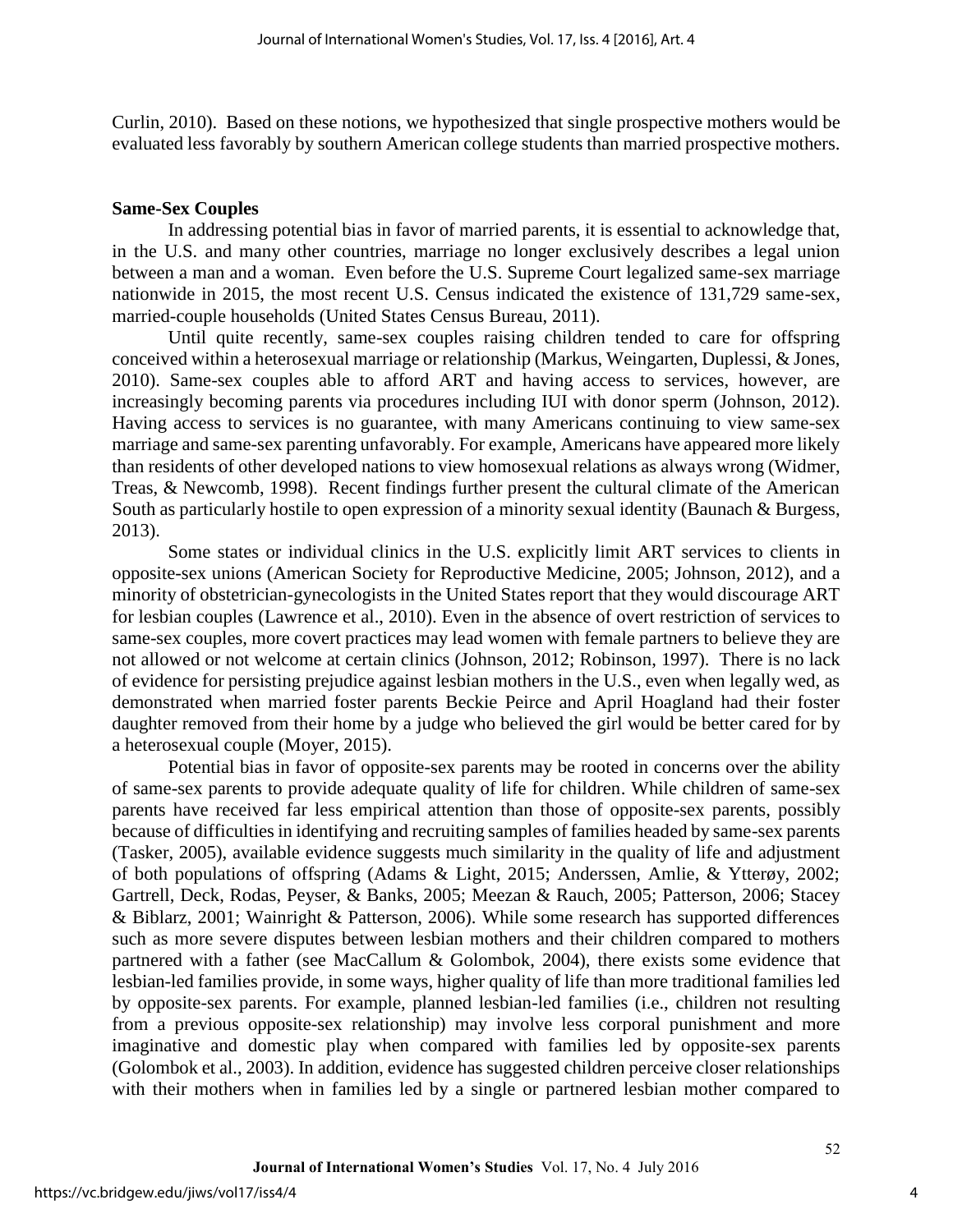Curlin, 2010). Based on these notions, we hypothesized that single prospective mothers would be evaluated less favorably by southern American college students than married prospective mothers.

**Same-Sex Couples**

In addressing potential bias in favor of married parents, it is essential to acknowledge that, in the U.S. and many other countries, marriage no longer exclusively describes a legal union between a man and a woman. Even before the U.S. Supreme Court legalized same-sex marriage nationwide in 2015, the most recent U.S. Census indicated the existence of 131,729 same-sex, married-couple households (United States Census Bureau, 2011).

Until quite recently, same-sex couples raising children tended to care for offspring conceived within a heterosexual marriage or relationship (Markus, Weingarten, Duplessi, & Jones, 2010). Same-sex couples able to afford ART and having access to services, however, are increasingly becoming parents via procedures including IUI with donor sperm (Johnson, 2012). Having access to services is no guarantee, with many Americans continuing to view same-sex marriage and same-sex parenting unfavorably. For example, Americans have appeared more likely than residents of other developed nations to view homosexual relations as always wrong (Widmer, Treas, & Newcomb, 1998). Recent findings further present the cultural climate of the American South as particularly hostile to open expression of a minority sexual identity (Baunach & Burgess, 2013).

Some states or individual clinics in the U.S. explicitly limit ART services to clients in opposite-sex unions (American Society for Reproductive Medicine, 2005; Johnson, 2012), and a minority of obstetrician-gynecologists in the United States report that they would discourage ART for lesbian couples (Lawrence et al., 2010). Even in the absence of overt restriction of services to same-sex couples, more covert practices may lead women with female partners to believe they are not allowed or not welcome at certain clinics (Johnson, 2012; Robinson, 1997). There is no lack of evidence for persisting prejudice against lesbian mothers in the U.S., even when legally wed, as demonstrated when married foster parents Beckie Peirce and April Hoagland had their foster daughter removed from their home by a judge who believed the girl would be better cared for by a heterosexual couple (Moyer, 2015).

Potential bias in favor of opposite-sex parents may be rooted in concerns over the ability of same-sex parents to provide adequate quality of life for children. While children of same-sex parents have received far less empirical attention than those of opposite-sex parents, possibly because of difficulties in identifying and recruiting samples of families headed by same-sex parents (Tasker, 2005), available evidence suggests much similarity in the quality of life and adjustment of both populations of offspring (Adams & Light, 2015; Anderssen, Amlie, & Ytterøy, 2002; Gartrell, Deck, Rodas, Peyser, & Banks, 2005; Meezan & Rauch, 2005; Patterson, 2006; Stacey & Biblarz, 2001; Wainright & Patterson, 2006). While some research has supported differences such as more severe disputes between lesbian mothers and their children compared to mothers partnered with a father (see MacCallum & Golombok, 2004), there exists some evidence that lesbian-led families provide, in some ways, higher quality of life than more traditional families led by opposite-sex parents. For example, planned lesbian-led families (i.e., children not resulting from a previous opposite-sex relationship) may involve less corporal punishment and more imaginative and domestic play when compared with families led by opposite-sex parents (Golombok et al., 2003). In addition, evidence has suggested children perceive closer relationships with their mothers when in families led by a single or partnered lesbian mother compared to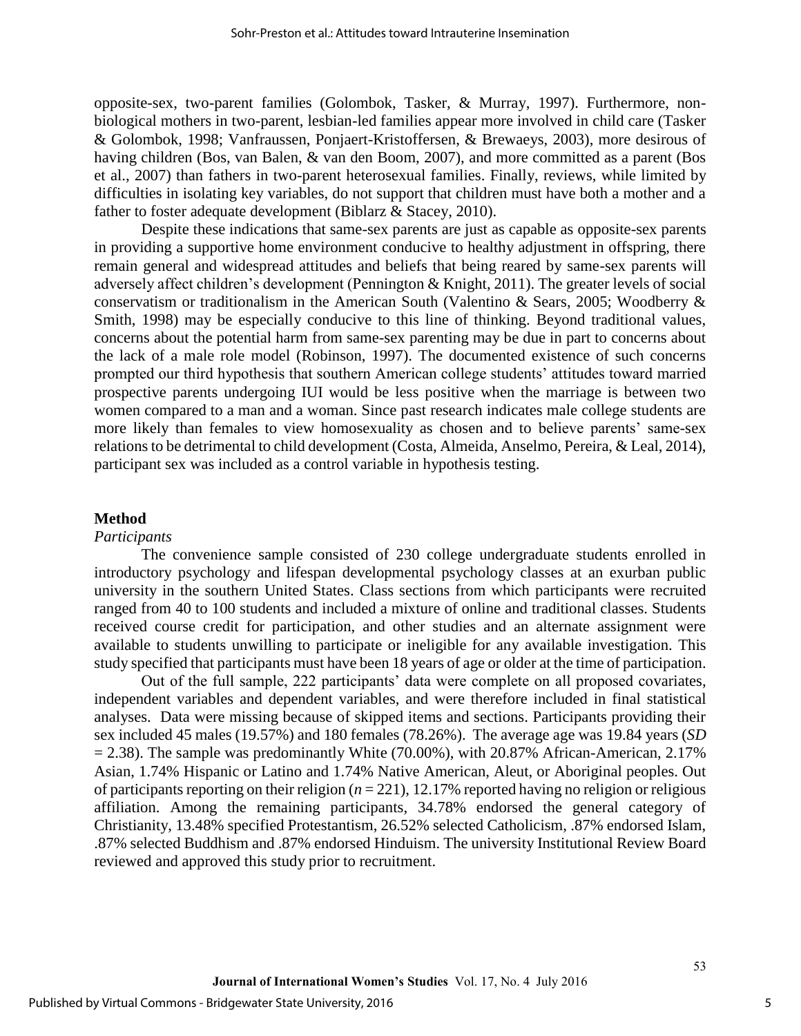opposite-sex, two-parent families (Golombok, Tasker, & Murray, 1997). Furthermore, non-biological mothers in two-parent, lesbian-led families appear more involved in child care (Tasker & Golombok, 1998; Vanfraussen, Ponjaert-Kristoffersen, & Brewaeys, 2003), more desirous of having children (Bos, van Balen, & van den Boom, 2007), and more committed as a parent (Bos et al., 2007) than fathers in two-parent heterosexual families. Finally, reviews, while limited by difficulties in isolating key variables, do not support that children must have both a mother and a father to foster adequate development (Biblarz & Stacey, 2010).

Despite these indications that same-sex parents are just as capable as opposite-sex parents in providing a supportive home environment conducive to healthy adjustment in offspring, there remain general and widespread attitudes and beliefs that being reared by same-sex parents will adversely affect children's development (Pennington & Knight, 2011). The greater levels of social conservatism or traditionalism in the American South (Valentino & Sears, 2005; Woodberry & Smith, 1998) may be especially conducive to this line of thinking. Beyond traditional values, concerns about the potential harm from same-sex parenting may be due in part to concerns about the lack of a male role model (Robinson, 1997). The documented existence of such concerns prompted our third hypothesis that southern American college students' attitudes toward married prospective parents undergoing IUI would be less positive when the marriage is between two women compared to a man and a woman. Since past research indicates male college students are more likely than females to view homosexuality as chosen and to believe parents' same-sex relations to be detrimental to child development (Costa, Almeida, Anselmo, Pereira, & Leal, 2014), participant sex was included as a control variable in hypothesis testing.

## Method

### *Participants*

The convenience sample consisted of 230 college undergraduate students enrolled in introductory psychology and lifespan developmental psychology classes at an exurban public university in the southern United States. Class sections from which participants were recruited ranged from 40 to 100 students and included a mixture of online and traditional classes. Students received course credit for participation, and other studies and an alternate assignment were available to students unwilling to participate or ineligible for any available investigation. This study specified that participants must have been 18 years of age or older at the time of participation.

Out of the full sample, 222 participants' data were complete on all proposed covariates, independent variables and dependent variables, and were therefore included in final statistical analyses. Data were missing because of skipped items and sections. Participants providing their sex included 45 males (19.57%) and 180 females (78.26%). The average age was 19.84 years ($SD = 2.38$). The sample was predominantly White (70.00%), with 20.87% African-American, 2.17% Asian, 1.74% Hispanic or Latino and 1.74% Native American, Aleut, or Aboriginal peoples. Out of participants reporting on their religion ($n = 221$), 12.17% reported having no religion or religious affiliation. Among the remaining participants, 34.78% endorsed the general category of Christianity, 13.48% specified Protestantism, 26.52% selected Catholicism, .87% endorsed Islam, .87% selected Buddhism and .87% endorsed Hinduism. The university Institutional Review Board reviewed and approved this study prior to recruitment.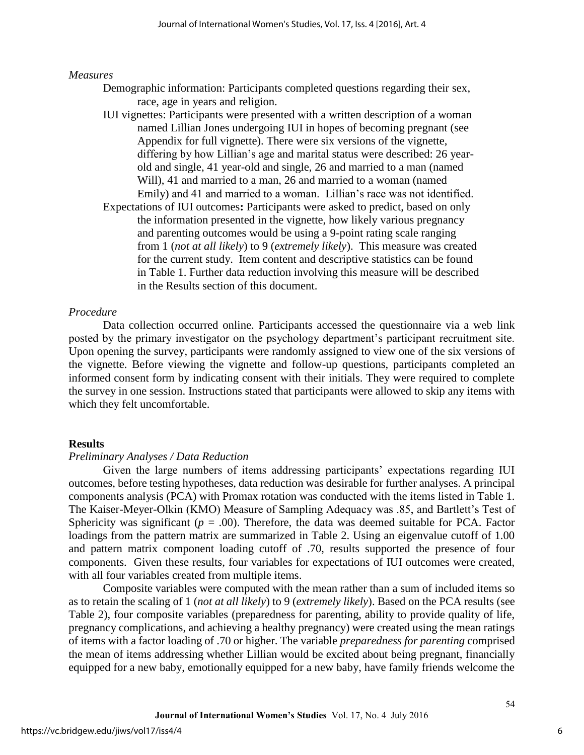*Measures*

Demographic information: Participants completed questions regarding their sex, race, age in years and religion.

IUI vignettes: Participants were presented with a written description of a woman named Lillian Jones undergoing IUI in hopes of becoming pregnant (see Appendix for full vignette). There were six versions of the vignette, differing by how Lillian's age and marital status were described: 26 year-old and single, 41 year-old and single, 26 and married to a man (named Will), 41 and married to a man, 26 and married to a woman (named Emily) and 41 and married to a woman. Lillian's race was not identified.

Expectations of IUI outcomes**:** Participants were asked to predict, based on only the information presented in the vignette, how likely various pregnancy and parenting outcomes would be using a 9-point rating scale ranging from 1 (*not at all likely*) to 9 (*extremely likely*). This measure was created for the current study. Item content and descriptive statistics can be found in Table 1. Further data reduction involving this measure will be described in the Results section of this document.

*Procedure*

Data collection occurred online. Participants accessed the questionnaire via a web link posted by the primary investigator on the psychology department's participant recruitment site. Upon opening the survey, participants were randomly assigned to view one of the six versions of the vignette. Before viewing the vignette and follow-up questions, participants completed an informed consent form by indicating consent with their initials. They were required to complete the survey in one session. Instructions stated that participants were allowed to skip any items with which they felt uncomfortable.

## Results

*Preliminary Analyses / Data Reduction*

Given the large numbers of items addressing participants' expectations regarding IUI outcomes, before testing hypotheses, data reduction was desirable for further analyses. A principal components analysis (PCA) with Promax rotation was conducted with the items listed in Table 1. The Kaiser-Meyer-Olkin (KMO) Measure of Sampling Adequacy was .85, and Bartlett's Test of Sphericity was significant ($p$ = .00). Therefore, the data was deemed suitable for PCA. Factor loadings from the pattern matrix are summarized in Table 2. Using an eigenvalue cutoff of 1.00 and pattern matrix component loading cutoff of .70, results supported the presence of four components. Given these results, four variables for expectations of IUI outcomes were created, with all four variables created from multiple items.

Composite variables were computed with the mean rather than a sum of included items so as to retain the scaling of 1 (*not at all likely*) to 9 (*extremely likely*). Based on the PCA results (see Table 2), four composite variables (preparedness for parenting, ability to provide quality of life, pregnancy complications, and achieving a healthy pregnancy) were created using the mean ratings of items with a factor loading of .70 or higher. The variable *preparedness for parenting* comprised the mean of items addressing whether Lillian would be excited about being pregnant, financially equipped for a new baby, emotionally equipped for a new baby, have family friends welcome the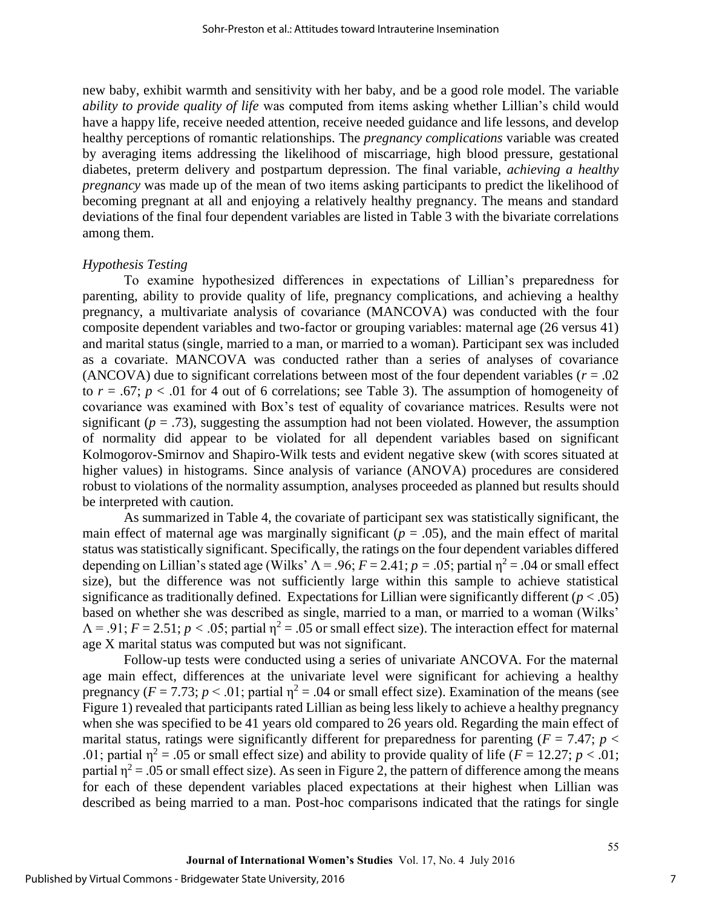new baby, exhibit warmth and sensitivity with her baby, and be a good role model. The variable *ability to provide quality of life* was computed from items asking whether Lillian's child would have a happy life, receive needed attention, receive needed guidance and life lessons, and develop healthy perceptions of romantic relationships. The *pregnancy complications* variable was created by averaging items addressing the likelihood of miscarriage, high blood pressure, gestational diabetes, preterm delivery and postpartum depression. The final variable, *achieving a healthy pregnancy* was made up of the mean of two items asking participants to predict the likelihood of becoming pregnant at all and enjoying a relatively healthy pregnancy. The means and standard deviations of the final four dependent variables are listed in Table 3 with the bivariate correlations among them.

*Hypothesis Testing*

To examine hypothesized differences in expectations of Lillian's preparedness for parenting, ability to provide quality of life, pregnancy complications, and achieving a healthy pregnancy, a multivariate analysis of covariance (MANCOVA) was conducted with the four composite dependent variables and two-factor or grouping variables: maternal age (26 versus 41) and marital status (single, married to a man, or married to a woman). Participant sex was included as a covariate. MANCOVA was conducted rather than a series of analyses of covariance (ANCOVA) due to significant correlations between most of the four dependent variables ($r = .02$ to $r = .67$; $p < .01$ for 4 out of 6 correlations; see Table 3). The assumption of homogeneity of covariance was examined with Box's test of equality of covariance matrices. Results were not significant ($p = .73$), suggesting the assumption had not been violated. However, the assumption of normality did appear to be violated for all dependent variables based on significant Kolmogorov-Smirnov and Shapiro-Wilk tests and evident negative skew (with scores situated at higher values) in histograms. Since analysis of variance (ANOVA) procedures are considered robust to violations of the normality assumption, analyses proceeded as planned but results should be interpreted with caution.

As summarized in Table 4, the covariate of participant sex was statistically significant, the main effect of maternal age was marginally significant ($p = .05$), and the main effect of marital status was statistically significant. Specifically, the ratings on the four dependent variables differed depending on Lillian's stated age (Wilks' $\Lambda = .96$; $F = 2.41$; $p = .05$; partial $\eta^2 = .04$ or small effect size), but the difference was not sufficiently large within this sample to achieve statistical significance as traditionally defined. Expectations for Lillian were significantly different ($p < .05$) based on whether she was described as single, married to a man, or married to a woman (Wilks' $\Lambda = .91$; $F = 2.51$; $p < .05$; partial $\eta^2 = .05$ or small effect size). The interaction effect for maternal age X marital status was computed but was not significant.

Follow-up tests were conducted using a series of univariate ANCOVA. For the maternal age main effect, differences at the univariate level were significant for achieving a healthy pregnancy ($F = 7.73$; $p < .01$; partial $\eta^2 = .04$ or small effect size). Examination of the means (see Figure 1) revealed that participants rated Lillian as being less likely to achieve a healthy pregnancy when she was specified to be 41 years old compared to 26 years old. Regarding the main effect of marital status, ratings were significantly different for preparedness for parenting ($F = 7.47$; $p < .01$; partial $\eta^2 = .05$ or small effect size) and ability to provide quality of life ($F = 12.27$; $p < .01$; partial $\eta^2 = .05$ or small effect size). As seen in Figure 2, the pattern of difference among the means for each of these dependent variables placed expectations at their highest when Lillian was described as being married to a man. Post-hoc comparisons indicated that the ratings for single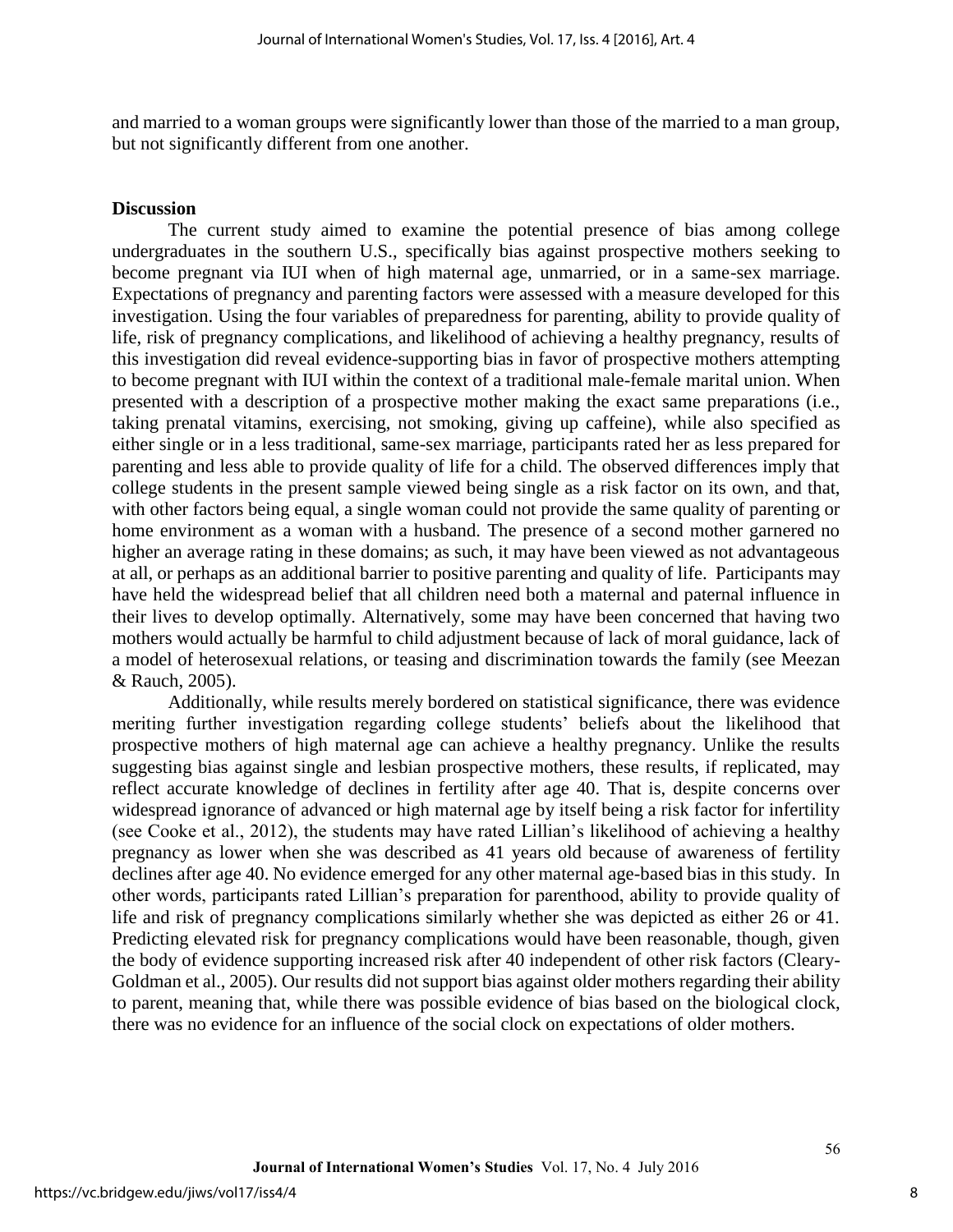and married to a woman groups were significantly lower than those of the married to a man group, but not significantly different from one another.

## Discussion

The current study aimed to examine the potential presence of bias among college undergraduates in the southern U.S., specifically bias against prospective mothers seeking to become pregnant via IUI when of high maternal age, unmarried, or in a same-sex marriage. Expectations of pregnancy and parenting factors were assessed with a measure developed for this investigation. Using the four variables of preparedness for parenting, ability to provide quality of life, risk of pregnancy complications, and likelihood of achieving a healthy pregnancy, results of this investigation did reveal evidence-supporting bias in favor of prospective mothers attempting to become pregnant with IUI within the context of a traditional male-female marital union. When presented with a description of a prospective mother making the exact same preparations (i.e., taking prenatal vitamins, exercising, not smoking, giving up caffeine), while also specified as either single or in a less traditional, same-sex marriage, participants rated her as less prepared for parenting and less able to provide quality of life for a child. The observed differences imply that college students in the present sample viewed being single as a risk factor on its own, and that, with other factors being equal, a single woman could not provide the same quality of parenting or home environment as a woman with a husband. The presence of a second mother garnered no higher an average rating in these domains; as such, it may have been viewed as not advantageous at all, or perhaps as an additional barrier to positive parenting and quality of life. Participants may have held the widespread belief that all children need both a maternal and paternal influence in their lives to develop optimally. Alternatively, some may have been concerned that having two mothers would actually be harmful to child adjustment because of lack of moral guidance, lack of a model of heterosexual relations, or teasing and discrimination towards the family (see Meezan & Rauch, 2005).

Additionally, while results merely bordered on statistical significance, there was evidence meriting further investigation regarding college students' beliefs about the likelihood that prospective mothers of high maternal age can achieve a healthy pregnancy. Unlike the results suggesting bias against single and lesbian prospective mothers, these results, if replicated, may reflect accurate knowledge of declines in fertility after age 40. That is, despite concerns over widespread ignorance of advanced or high maternal age by itself being a risk factor for infertility (see Cooke et al., 2012), the students may have rated Lillian's likelihood of achieving a healthy pregnancy as lower when she was described as 41 years old because of awareness of fertility declines after age 40. No evidence emerged for any other maternal age-based bias in this study. In other words, participants rated Lillian's preparation for parenthood, ability to provide quality of life and risk of pregnancy complications similarly whether she was depicted as either 26 or 41. Predicting elevated risk for pregnancy complications would have been reasonable, though, given the body of evidence supporting increased risk after 40 independent of other risk factors (Cleary-Goldman et al., 2005). Our results did not support bias against older mothers regarding their ability to parent, meaning that, while there was possible evidence of bias based on the biological clock, there was no evidence for an influence of the social clock on expectations of older mothers.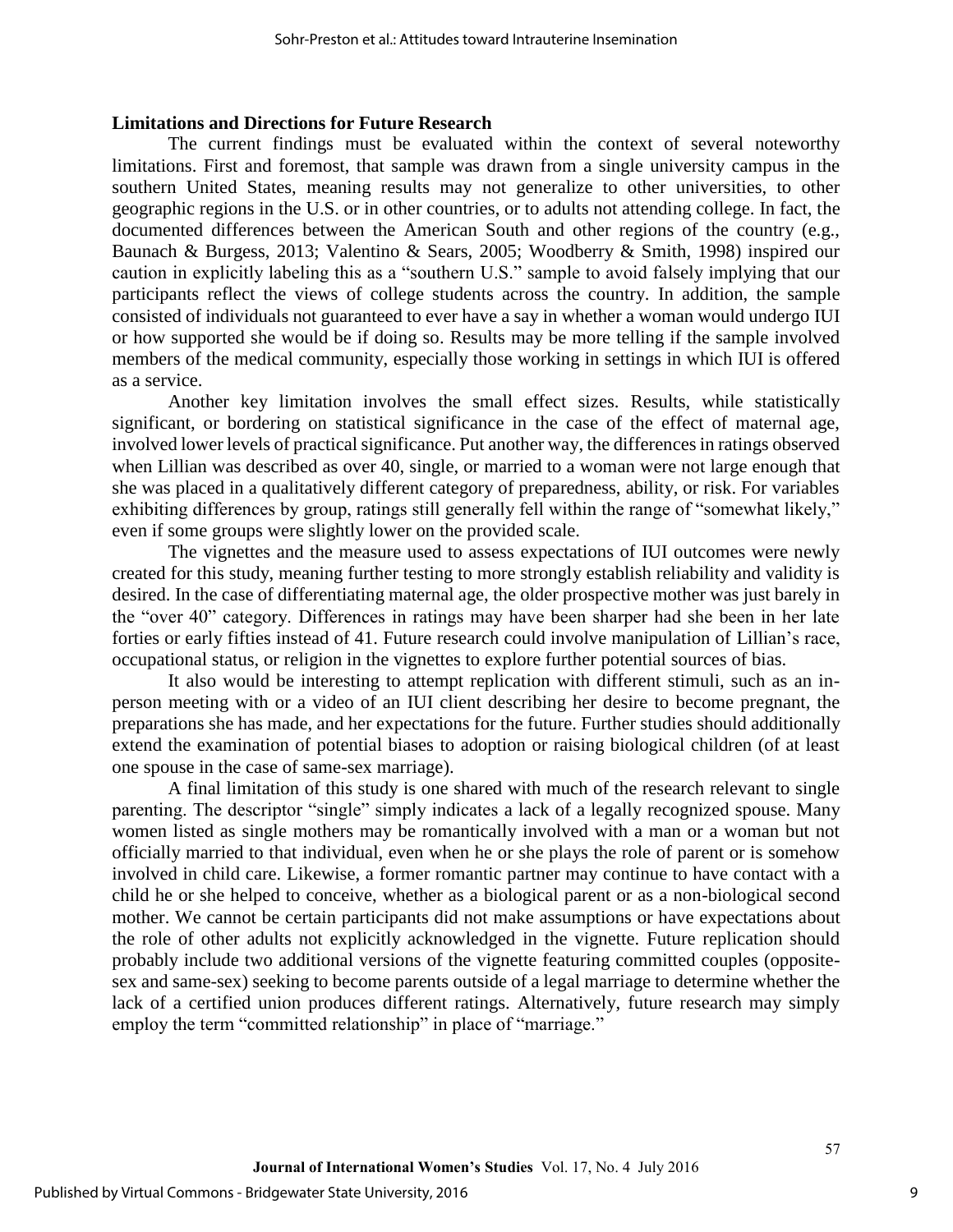## Limitations and Directions for Future Research

The current findings must be evaluated within the context of several noteworthy limitations. First and foremost, that sample was drawn from a single university campus in the southern United States, meaning results may not generalize to other universities, to other geographic regions in the U.S. or in other countries, or to adults not attending college. In fact, the documented differences between the American South and other regions of the country (e.g., Baunach & Burgess, 2013; Valentino & Sears, 2005; Woodberry & Smith, 1998) inspired our caution in explicitly labeling this as a "southern U.S." sample to avoid falsely implying that our participants reflect the views of college students across the country. In addition, the sample consisted of individuals not guaranteed to ever have a say in whether a woman would undergo IUI or how supported she would be if doing so. Results may be more telling if the sample involved members of the medical community, especially those working in settings in which IUI is offered as a service.

Another key limitation involves the small effect sizes. Results, while statistically significant, or bordering on statistical significance in the case of the effect of maternal age, involved lower levels of practical significance. Put another way, the differences in ratings observed when Lillian was described as over 40, single, or married to a woman were not large enough that she was placed in a qualitatively different category of preparedness, ability, or risk. For variables exhibiting differences by group, ratings still generally fell within the range of "somewhat likely," even if some groups were slightly lower on the provided scale.

The vignettes and the measure used to assess expectations of IUI outcomes were newly created for this study, meaning further testing to more strongly establish reliability and validity is desired. In the case of differentiating maternal age, the older prospective mother was just barely in the "over 40" category. Differences in ratings may have been sharper had she been in her late forties or early fifties instead of 41. Future research could involve manipulation of Lillian's race, occupational status, or religion in the vignettes to explore further potential sources of bias.

It also would be interesting to attempt replication with different stimuli, such as an in-person meeting with or a video of an IUI client describing her desire to become pregnant, the preparations she has made, and her expectations for the future. Further studies should additionally extend the examination of potential biases to adoption or raising biological children (of at least one spouse in the case of same-sex marriage).

A final limitation of this study is one shared with much of the research relevant to single parenting. The descriptor "single" simply indicates a lack of a legally recognized spouse. Many women listed as single mothers may be romantically involved with a man or a woman but not officially married to that individual, even when he or she plays the role of parent or is somehow involved in child care. Likewise, a former romantic partner may continue to have contact with a child he or she helped to conceive, whether as a biological parent or as a non-biological second mother. We cannot be certain participants did not make assumptions or have expectations about the role of other adults not explicitly acknowledged in the vignette. Future replication should probably include two additional versions of the vignette featuring committed couples (opposite-sex and same-sex) seeking to become parents outside of a legal marriage to determine whether the lack of a certified union produces different ratings. Alternatively, future research may simply employ the term "committed relationship" in place of "marriage."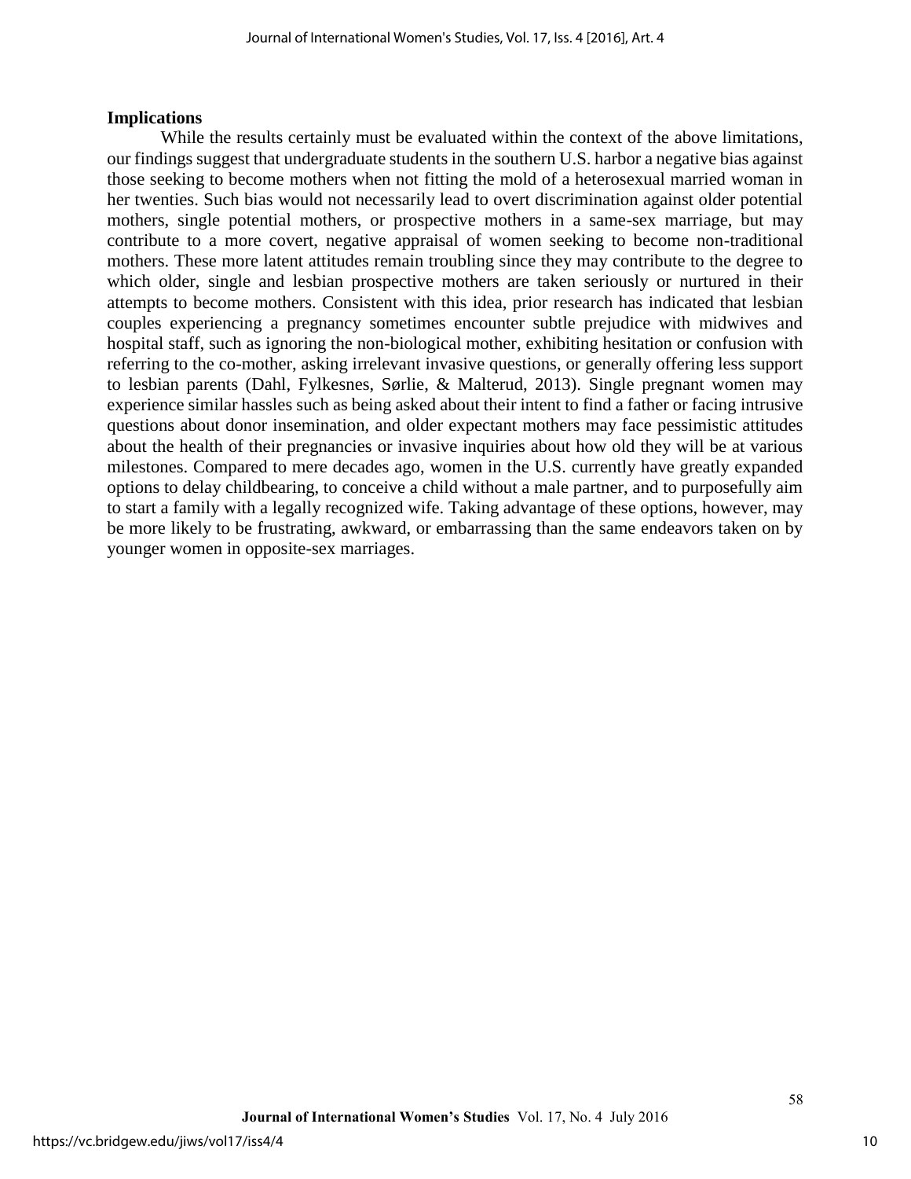**Implications**

While the results certainly must be evaluated within the context of the above limitations, our findings suggest that undergraduate students in the southern U.S. harbor a negative bias against those seeking to become mothers when not fitting the mold of a heterosexual married woman in her twenties. Such bias would not necessarily lead to overt discrimination against older potential mothers, single potential mothers, or prospective mothers in a same-sex marriage, but may contribute to a more covert, negative appraisal of women seeking to become non-traditional mothers. These more latent attitudes remain troubling since they may contribute to the degree to which older, single and lesbian prospective mothers are taken seriously or nurtured in their attempts to become mothers. Consistent with this idea, prior research has indicated that lesbian couples experiencing a pregnancy sometimes encounter subtle prejudice with midwives and hospital staff, such as ignoring the non-biological mother, exhibiting hesitation or confusion with referring to the co-mother, asking irrelevant invasive questions, or generally offering less support to lesbian parents (Dahl, Fylkesnes, Sørlie, & Malterud, 2013). Single pregnant women may experience similar hassles such as being asked about their intent to find a father or facing intrusive questions about donor insemination, and older expectant mothers may face pessimistic attitudes about the health of their pregnancies or invasive inquiries about how old they will be at various milestones. Compared to mere decades ago, women in the U.S. currently have greatly expanded options to delay childbearing, to conceive a child without a male partner, and to purposefully aim to start a family with a legally recognized wife. Taking advantage of these options, however, may be more likely to be frustrating, awkward, or embarrassing than the same endeavors taken on by younger women in opposite-sex marriages.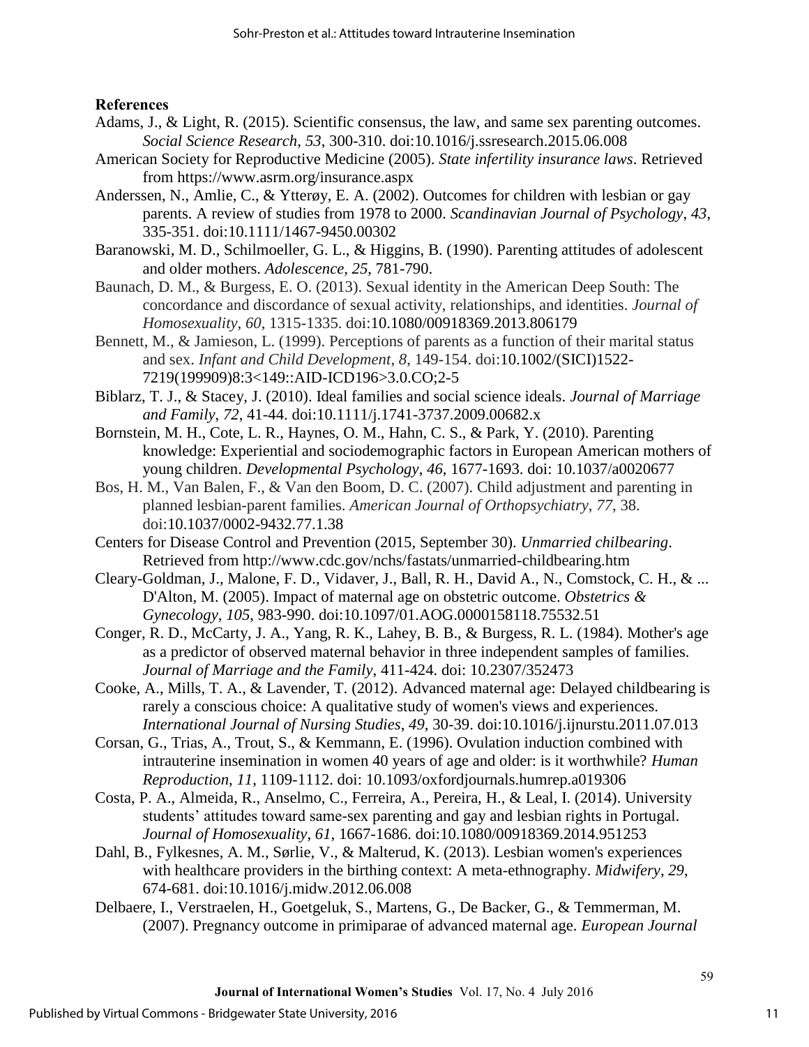**References**

Adams, J., & Light, R. (2015). Scientific consensus, the law, and same sex parenting outcomes. *Social Science Research*, *53*, 300-310. doi:10.1016/j.ssresearch.2015.06.008

American Society for Reproductive Medicine (2005). *State infertility insurance laws*. Retrieved from https://www.asrm.org/insurance.aspx

Anderssen, N., Amlie, C., & Ytterøy, E. A. (2002). Outcomes for children with lesbian or gay parents. A review of studies from 1978 to 2000. *Scandinavian Journal of Psychology*, *43*, 335-351. doi:10.1111/1467-9450.00302

Baranowski, M. D., Schilmoeller, G. L., & Higgins, B. (1990). Parenting attitudes of adolescent and older mothers. *Adolescence*, *25*, 781-790.

Baunach, D. M., & Burgess, E. O. (2013). Sexual identity in the American Deep South: The concordance and discordance of sexual activity, relationships, and identities. *Journal of Homosexuality*, *60*, 1315-1335. doi:10.1080/00918369.2013.806179

Bennett, M., & Jamieson, L. (1999). Perceptions of parents as a function of their marital status and sex. *Infant and Child Development*, *8*, 149-154. doi:10.1002/(SICI)1522-7219(199909)8:3<149::AID-ICD196>3.0.CO;2-5

Biblarz, T. J., & Stacey, J. (2010). Ideal families and social science ideals. *Journal of Marriage and Family*, *72*, 41-44. doi:10.1111/j.1741-3737.2009.00682.x

Bornstein, M. H., Cote, L. R., Haynes, O. M., Hahn, C. S., & Park, Y. (2010). Parenting knowledge: Experiential and sociodemographic factors in European American mothers of young children. *Developmental Psychology*, *46*, 1677-1693. doi: 10.1037/a0020677

Bos, H. M., Van Balen, F., & Van den Boom, D. C. (2007). Child adjustment and parenting in planned lesbian-parent families. *American Journal of Orthopsychiatry*, *77*, 38. doi:10.1037/0002-9432.77.1.38

Centers for Disease Control and Prevention (2015, September 30). *Unmarried chilbearing*. Retrieved from http://www.cdc.gov/nchs/fastats/unmarried-childbearing.htm

Cleary-Goldman, J., Malone, F. D., Vidaver, J., Ball, R. H., David A., N., Comstock, C. H., & ... D'Alton, M. (2005). Impact of maternal age on obstetric outcome. *Obstetrics & Gynecology*, *105*, 983-990. doi:10.1097/01.AOG.0000158118.75532.51

Conger, R. D., McCarty, J. A., Yang, R. K., Lahey, B. B., & Burgess, R. L. (1984). Mother's age as a predictor of observed maternal behavior in three independent samples of families. *Journal of Marriage and the Family*, 411-424. doi: 10.2307/352473

Cooke, A., Mills, T. A., & Lavender, T. (2012). Advanced maternal age: Delayed childbearing is rarely a conscious choice: A qualitative study of women's views and experiences. *International Journal of Nursing Studies*, *49*, 30-39. doi:10.1016/j.ijnurstu.2011.07.013

Corsan, G., Trias, A., Trout, S., & Kemmann, E. (1996). Ovulation induction combined with intrauterine insemination in women 40 years of age and older: is it worthwhile? *Human Reproduction*, *11*, 1109-1112. doi: 10.1093/oxfordjournals.humrep.a019306

Costa, P. A., Almeida, R., Anselmo, C., Ferreira, A., Pereira, H., & Leal, I. (2014). University students' attitudes toward same-sex parenting and gay and lesbian rights in Portugal. *Journal of Homosexuality*, *61*, 1667-1686. doi:10.1080/00918369.2014.951253

Dahl, B., Fylkesnes, A. M., Sørlie, V., & Malterud, K. (2013). Lesbian women's experiences with healthcare providers in the birthing context: A meta-ethnography. *Midwifery*, *29*, 674-681. doi:10.1016/j.midw.2012.06.008

Delbaere, I., Verstraelen, H., Goetgeluk, S., Martens, G., De Backer, G., & Temmerman, M. (2007). Pregnancy outcome in primiparae of advanced maternal age. *European Journal*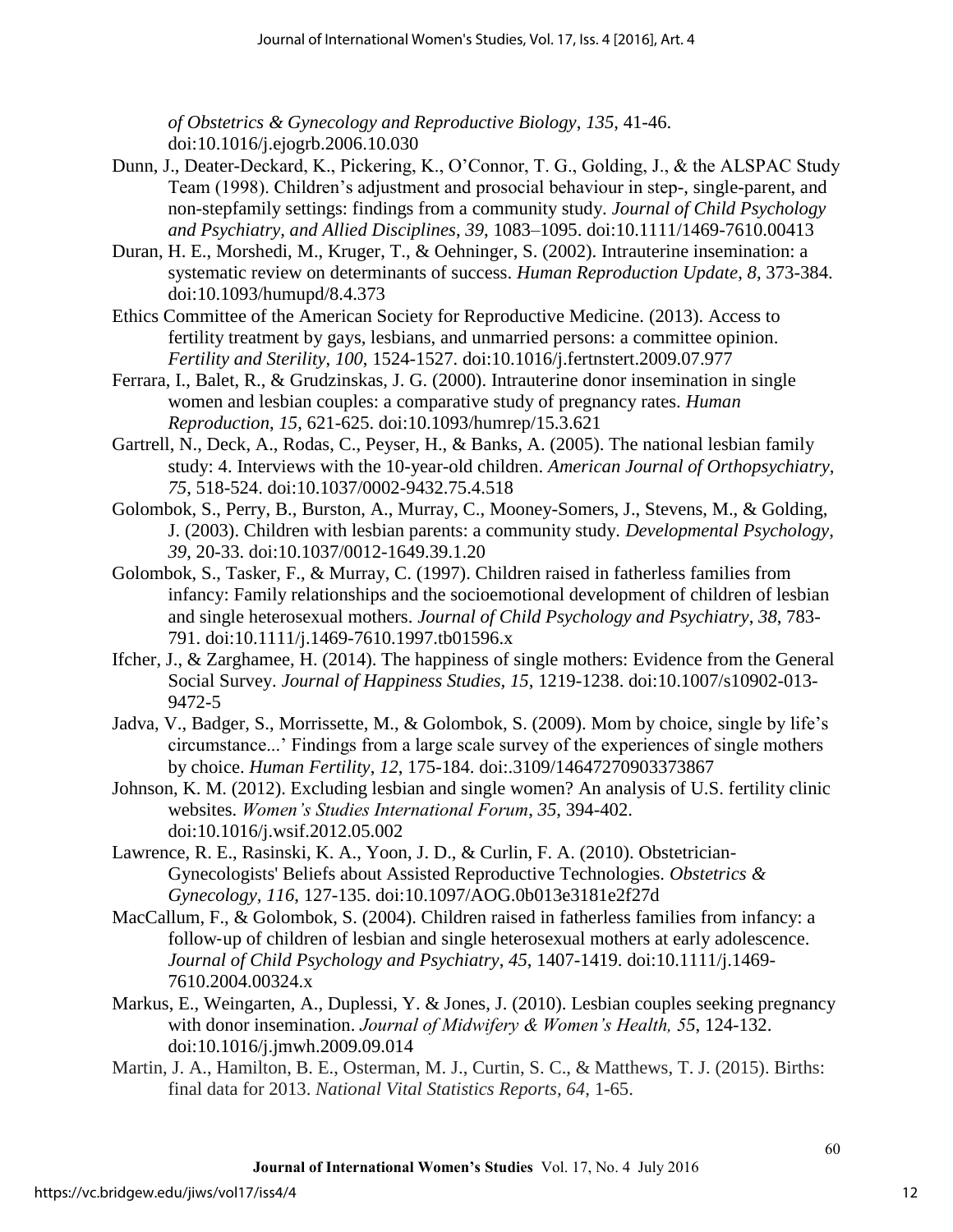*of Obstetrics & Gynecology and Reproductive Biology*, *135*, 41-46. doi:10.1016/j.ejogrb.2006.10.030

Dunn, J., Deater-Deckard, K., Pickering, K., O'Connor, T. G., Golding, J., & the ALSPAC Study Team (1998). Children's adjustment and prosocial behaviour in step-, single-parent, and non-stepfamily settings: findings from a community study. *Journal of Child Psychology and Psychiatry, and Allied Disciplines*, *39*, 1083–1095. doi:10.1111/1469-7610.00413

Duran, H. E., Morshedi, M., Kruger, T., & Oehninger, S. (2002). Intrauterine insemination: a systematic review on determinants of success. *Human Reproduction Update*, *8*, 373-384. doi:10.1093/humupd/8.4.373

Ethics Committee of the American Society for Reproductive Medicine. (2013). Access to fertility treatment by gays, lesbians, and unmarried persons: a committee opinion. *Fertility and Sterility*, *100*, 1524-1527. doi:10.1016/j.fertnstert.2009.07.977

Ferrara, I., Balet, R., & Grudzinskas, J. G. (2000). Intrauterine donor insemination in single women and lesbian couples: a comparative study of pregnancy rates. *Human Reproduction*, *15*, 621-625. doi:10.1093/humrep/15.3.621

Gartrell, N., Deck, A., Rodas, C., Peyser, H., & Banks, A. (2005). The national lesbian family study: 4. Interviews with the 10-year-old children. *American Journal of Orthopsychiatry*, *75*, 518-524. doi:10.1037/0002-9432.75.4.518

Golombok, S., Perry, B., Burston, A., Murray, C., Mooney-Somers, J., Stevens, M., & Golding, J. (2003). Children with lesbian parents: a community study. *Developmental Psychology*, *39*, 20-33. doi:10.1037/0012-1649.39.1.20

Golombok, S., Tasker, F., & Murray, C. (1997). Children raised in fatherless families from infancy: Family relationships and the socioemotional development of children of lesbian and single heterosexual mothers. *Journal of Child Psychology and Psychiatry*, *38*, 783-791. doi:10.1111/j.1469-7610.1997.tb01596.x

Ifcher, J., & Zarghamee, H. (2014). The happiness of single mothers: Evidence from the General Social Survey. *Journal of Happiness Studies*, *15*, 1219-1238. doi:10.1007/s10902-013-9472-5

Jadva, V., Badger, S., Morrissette, M., & Golombok, S. (2009). Mom by choice, single by life's circumstance...' Findings from a large scale survey of the experiences of single mothers by choice. *Human Fertility*, *12*, 175-184. doi:.3109/14647270903373867

Johnson, K. M. (2012). Excluding lesbian and single women? An analysis of U.S. fertility clinic websites. *Women's Studies International Forum*, *35*, 394-402. doi:10.1016/j.wsif.2012.05.002

Lawrence, R. E., Rasinski, K. A., Yoon, J. D., & Curlin, F. A. (2010). Obstetrician-Gynecologists' Beliefs about Assisted Reproductive Technologies. *Obstetrics & Gynecology, 116*, 127-135. doi:10.1097/AOG.0b013e3181e2f27d

MacCallum, F., & Golombok, S. (2004). Children raised in fatherless families from infancy: a follow-up of children of lesbian and single heterosexual mothers at early adolescence. *Journal of Child Psychology and Psychiatry*, *45*, 1407-1419. doi:10.1111/j.1469-7610.2004.00324.x

Markus, E., Weingarten, A., Duplessi, Y. & Jones, J. (2010). Lesbian couples seeking pregnancy with donor insemination. *Journal of Midwifery & Women's Health, 55*, 124-132. doi:10.1016/j.jmwh.2009.09.014

Martin, J. A., Hamilton, B. E., Osterman, M. J., Curtin, S. C., & Matthews, T. J. (2015). Births: final data for 2013. *National Vital Statistics Reports, 64*, 1-65.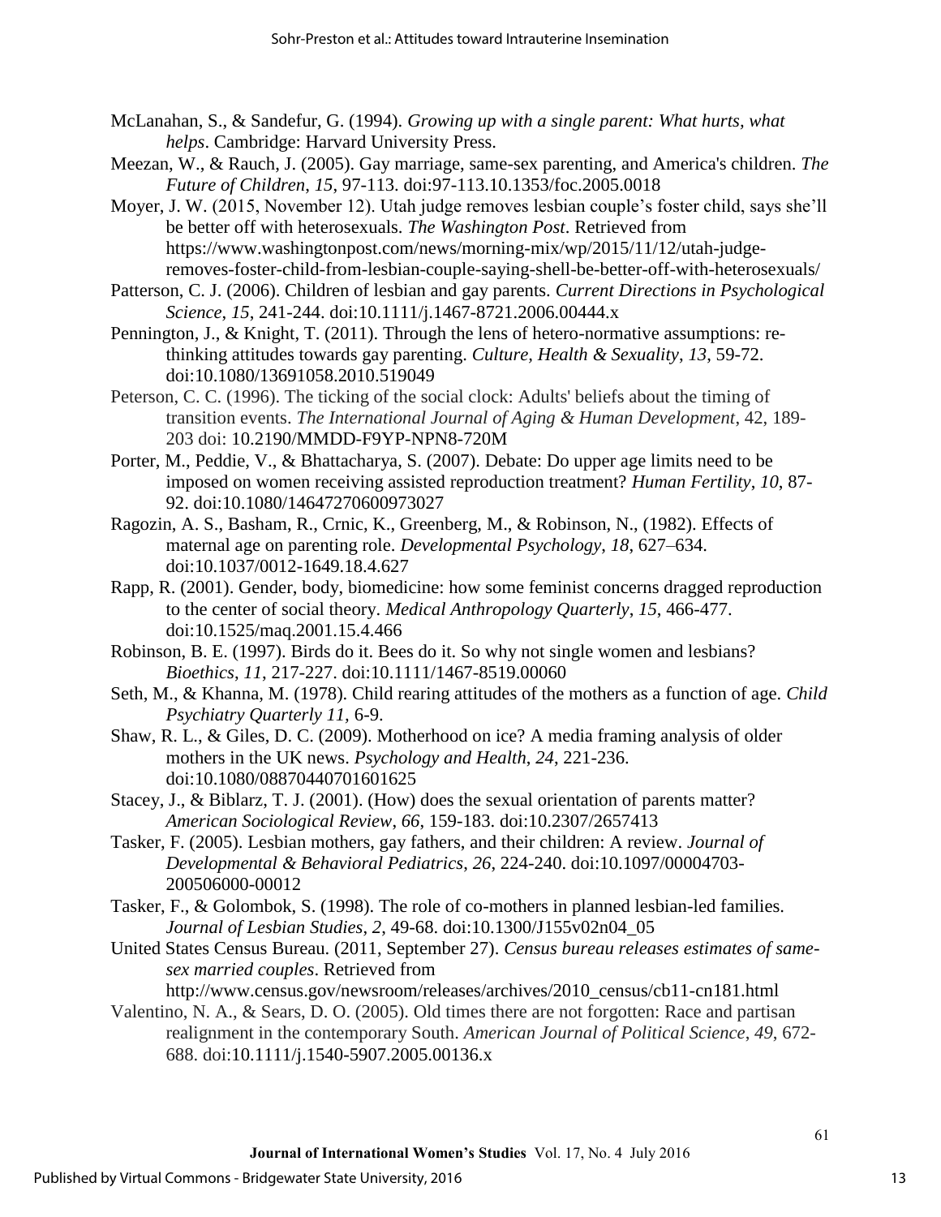McLanahan, S., & Sandefur, G. (1994). *Growing up with a single parent: What hurts, what helps*. Cambridge: Harvard University Press.

Meezan, W., & Rauch, J. (2005). Gay marriage, same-sex parenting, and America's children. *The Future of Children*, *15*, 97-113. doi:97-113.10.1353/foc.2005.0018

Moyer, J. W. (2015, November 12). Utah judge removes lesbian couple's foster child, says she'll be better off with heterosexuals. *The Washington Post*. Retrieved from https://www.washingtonpost.com/news/morning-mix/wp/2015/11/12/utah-judge-removes-foster-child-from-lesbian-couple-saying-shell-be-better-off-with-heterosexuals/

Patterson, C. J. (2006). Children of lesbian and gay parents. *Current Directions in Psychological Science*, *15*, 241-244. doi:10.1111/j.1467-8721.2006.00444.x

Pennington, J., & Knight, T. (2011). Through the lens of hetero-normative assumptions: re-thinking attitudes towards gay parenting. *Culture, Health & Sexuality*, *13*, 59-72. doi:10.1080/13691058.2010.519049

Peterson, C. C. (1996). The ticking of the social clock: Adults' beliefs about the timing of transition events. *The International Journal of Aging & Human Development*, 42, 189-203 doi: 10.2190/MMDD-F9YP-NPN8-720M

Porter, M., Peddie, V., & Bhattacharya, S. (2007). Debate: Do upper age limits need to be imposed on women receiving assisted reproduction treatment? *Human Fertility*, *10*, 87-92. doi:10.1080/14647270600973027

Ragozin, A. S., Basham, R., Crnic, K., Greenberg, M., & Robinson, N., (1982). Effects of maternal age on parenting role. *Developmental Psychology*, *18*, 627–634. doi:10.1037/0012-1649.18.4.627

Rapp, R. (2001). Gender, body, biomedicine: how some feminist concerns dragged reproduction to the center of social theory. *Medical Anthropology Quarterly*, *15*, 466-477. doi:10.1525/maq.2001.15.4.466

Robinson, B. E. (1997). Birds do it. Bees do it. So why not single women and lesbians? *Bioethics*, *11*, 217-227. doi:10.1111/1467-8519.00060

Seth, M., & Khanna, M. (1978). Child rearing attitudes of the mothers as a function of age. *Child Psychiatry Quarterly 11,* 6-9.

Shaw, R. L., & Giles, D. C. (2009). Motherhood on ice? A media framing analysis of older mothers in the UK news. *Psychology and Health*, *24*, 221-236. doi:10.1080/08870440701601625

Stacey, J., & Biblarz, T. J. (2001). (How) does the sexual orientation of parents matter? *American Sociological Review*, *66*, 159-183. doi:10.2307/2657413

Tasker, F. (2005). Lesbian mothers, gay fathers, and their children: A review. *Journal of Developmental & Behavioral Pediatrics*, *26*, 224-240. doi:10.1097/00004703-200506000-00012

Tasker, F., & Golombok, S. (1998). The role of co-mothers in planned lesbian-led families. *Journal of Lesbian Studies*, *2*, 49-68. doi:10.1300/J155v02n04_05

United States Census Bureau. (2011, September 27). *Census bureau releases estimates of same-sex married couples*. Retrieved from http://www.census.gov/newsroom/releases/archives/2010_census/cb11-cn181.html

Valentino, N. A., & Sears, D. O. (2005). Old times there are not forgotten: Race and partisan realignment in the contemporary South. *American Journal of Political Science*, *49*, 672-688. doi:10.1111/j.1540-5907.2005.00136.x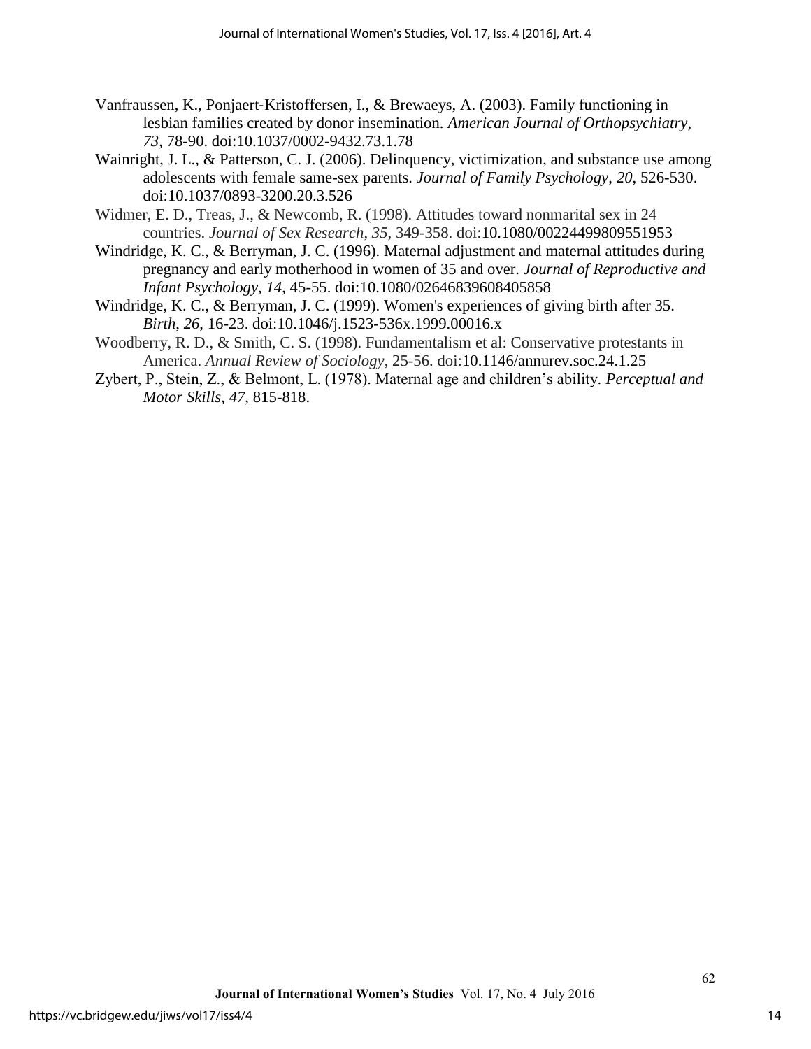Vanfraussen, K., Ponjaert-Kristoffersen, I., & Brewaeys, A. (2003). Family functioning in lesbian families created by donor insemination. *American Journal of Orthopsychiatry*, *73*, 78-90. doi:10.1037/0002-9432.73.1.78

Wainright, J. L., & Patterson, C. J. (2006). Delinquency, victimization, and substance use among adolescents with female same-sex parents. *Journal of Family Psychology*, *20*, 526-530. doi:10.1037/0893-3200.20.3.526

Widmer, E. D., Treas, J., & Newcomb, R. (1998). Attitudes toward nonmarital sex in 24 countries. *Journal of Sex Research*, *35*, 349-358. doi:10.1080/00224499809551953

Windridge, K. C., & Berryman, J. C. (1996). Maternal adjustment and maternal attitudes during pregnancy and early motherhood in women of 35 and over. *Journal of Reproductive and Infant Psychology*, *14*, 45-55. doi:10.1080/02646839608405858

Windridge, K. C., & Berryman, J. C. (1999). Women's experiences of giving birth after 35. *Birth*, *26*, 16-23. doi:10.1046/j.1523-536x.1999.00016.x

Woodberry, R. D., & Smith, C. S. (1998). Fundamentalism et al: Conservative protestants in America. *Annual Review of Sociology*, 25-56. doi:10.1146/annurev.soc.24.1.25

Zybert, P., Stein, Z., & Belmont, L. (1978). Maternal age and children's ability. *Perceptual and Motor Skills*, *47*, 815-818.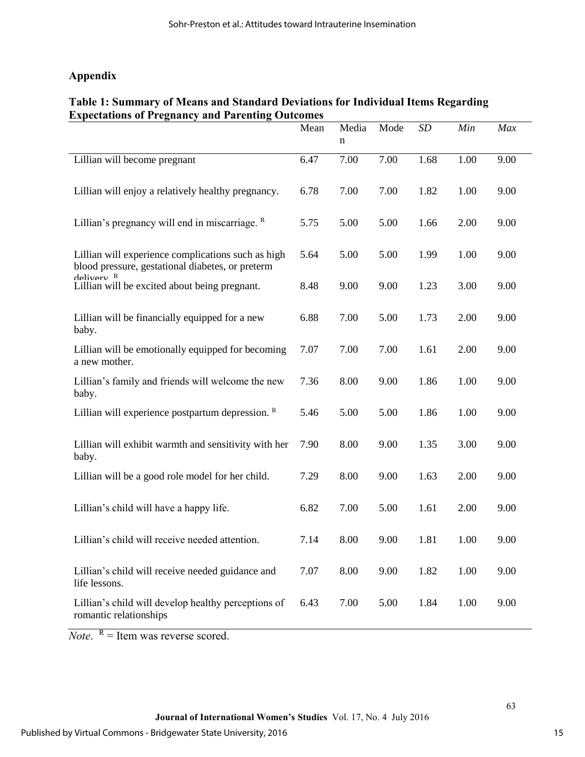## Appendix

**Table 1: Summary of Means and Standard Deviations for Individual Items Regarding Expectations of Pregnancy and Parenting Outcomes**

| | Mean | Median | Mode | *SD* | *Min* | *Max* |
|---|---|---|---|---|---|---|
| Lillian will become pregnant | 6.47 | 7.00 | 7.00 | 1.68 | 1.00 | 9.00 |
| Lillian will enjoy a relatively healthy pregnancy. | 6.78 | 7.00 | 7.00 | 1.82 | 1.00 | 9.00 |
| Lillian's pregnancy will end in miscarriage. [R] | 5.75 | 5.00 | 5.00 | 1.66 | 2.00 | 9.00 |
| Lillian will experience complications such as high blood pressure, gestational diabetes, or preterm delivery [R] | 5.64 | 5.00 | 5.00 | 1.99 | 1.00 | 9.00 |
| Lillian will be excited about being pregnant. | 8.48 | 9.00 | 9.00 | 1.23 | 3.00 | 9.00 |
| Lillian will be financially equipped for a new baby. | 6.88 | 7.00 | 5.00 | 1.73 | 2.00 | 9.00 |
| Lillian will be emotionally equipped for becoming a new mother. | 7.07 | 7.00 | 7.00 | 1.61 | 2.00 | 9.00 |
| Lillian's family and friends will welcome the new baby. | 7.36 | 8.00 | 9.00 | 1.86 | 1.00 | 9.00 |
| Lillian will experience postpartum depression. [R] | 5.46 | 5.00 | 5.00 | 1.86 | 1.00 | 9.00 |
| Lillian will exhibit warmth and sensitivity with her baby. | 7.90 | 8.00 | 9.00 | 1.35 | 3.00 | 9.00 |
| Lillian will be a good role model for her child. | 7.29 | 8.00 | 9.00 | 1.63 | 2.00 | 9.00 |
| Lillian's child will have a happy life. | 6.82 | 7.00 | 5.00 | 1.61 | 2.00 | 9.00 |
| Lillian's child will receive needed attention. | 7.14 | 8.00 | 9.00 | 1.81 | 1.00 | 9.00 |
| Lillian's child will receive needed guidance and life lessons. | 7.07 | 8.00 | 9.00 | 1.82 | 1.00 | 9.00 |
| Lillian's child will develop healthy perceptions of romantic relationships | 6.43 | 7.00 | 5.00 | 1.84 | 1.00 | 9.00 |

*Note*. [R] = Item was reverse scored.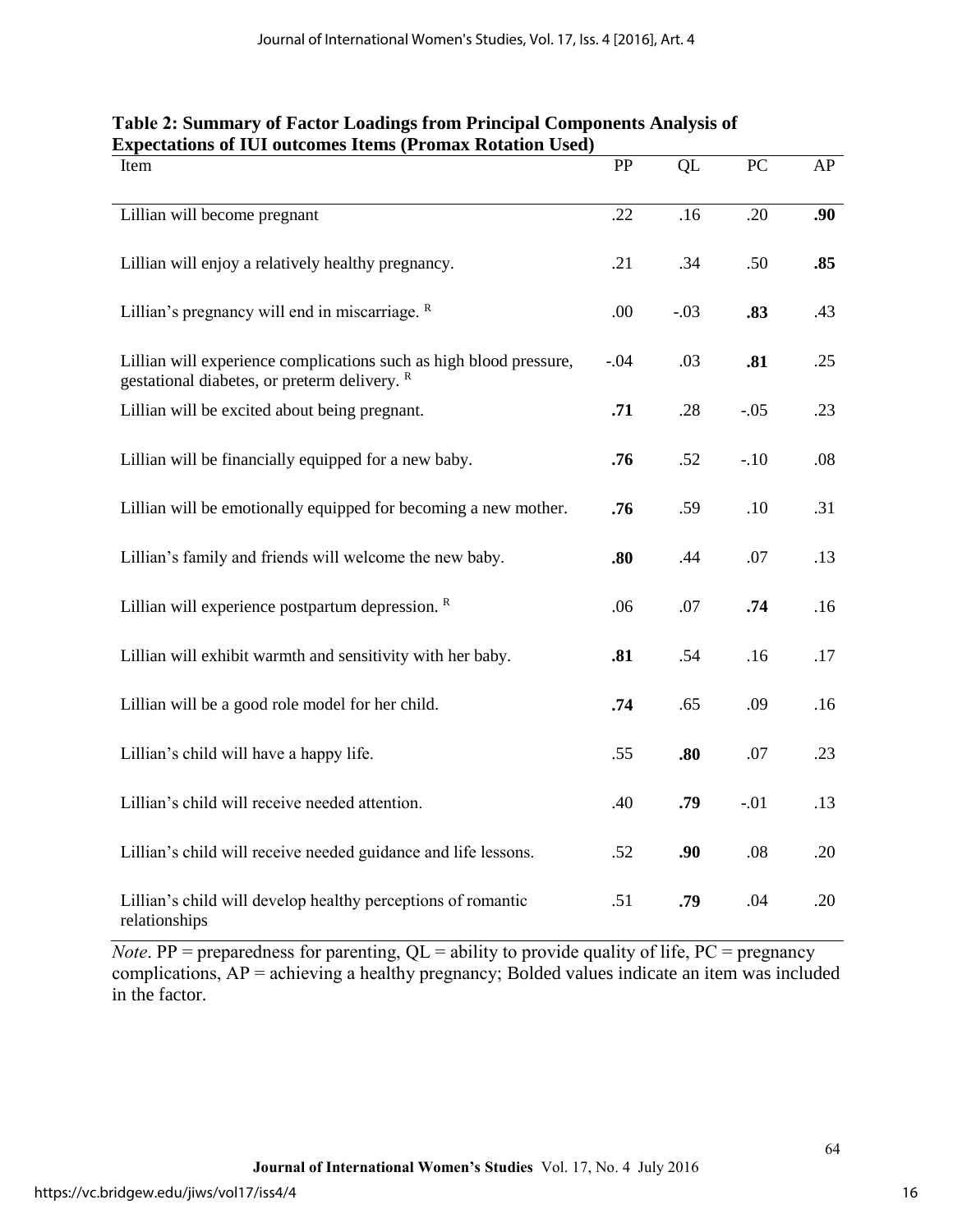**Table 2: Summary of Factor Loadings from Principal Components Analysis of Expectations of IUI outcomes Items (Promax Rotation Used)**

| Item | PP | QL | PC | AP |
|---|---|---|---|---|
| Lillian will become pregnant | .22 | .16 | .20 | **.90** |
| Lillian will enjoy a relatively healthy pregnancy. | .21 | .34 | .50 | **.85** |
| Lillian's pregnancy will end in miscarriage. [R] | .00 | -.03 | **.83** | .43 |
| Lillian will experience complications such as high blood pressure, gestational diabetes, or preterm delivery. [R] | -.04 | .03 | **.81** | .25 |
| Lillian will be excited about being pregnant. | **.71** | .28 | -.05 | .23 |
| Lillian will be financially equipped for a new baby. | **.76** | .52 | -.10 | .08 |
| Lillian will be emotionally equipped for becoming a new mother. | **.76** | .59 | .10 | .31 |
| Lillian's family and friends will welcome the new baby. | **.80** | .44 | .07 | .13 |
| Lillian will experience postpartum depression. [R] | .06 | .07 | **.74** | .16 |
| Lillian will exhibit warmth and sensitivity with her baby. | **.81** | .54 | .16 | .17 |
| Lillian will be a good role model for her child. | **.74** | .65 | .09 | .16 |
| Lillian's child will have a happy life. | .55 | **.80** | .07 | .23 |
| Lillian's child will receive needed attention. | .40 | **.79** | -.01 | .13 |
| Lillian's child will receive needed guidance and life lessons. | .52 | **.90** | .08 | .20 |
| Lillian's child will develop healthy perceptions of romantic relationships | .51 | **.79** | .04 | .20 |

*Note*. PP = preparedness for parenting, QL = ability to provide quality of life, PC = pregnancy complications, AP = achieving a healthy pregnancy; Bolded values indicate an item was included in the factor.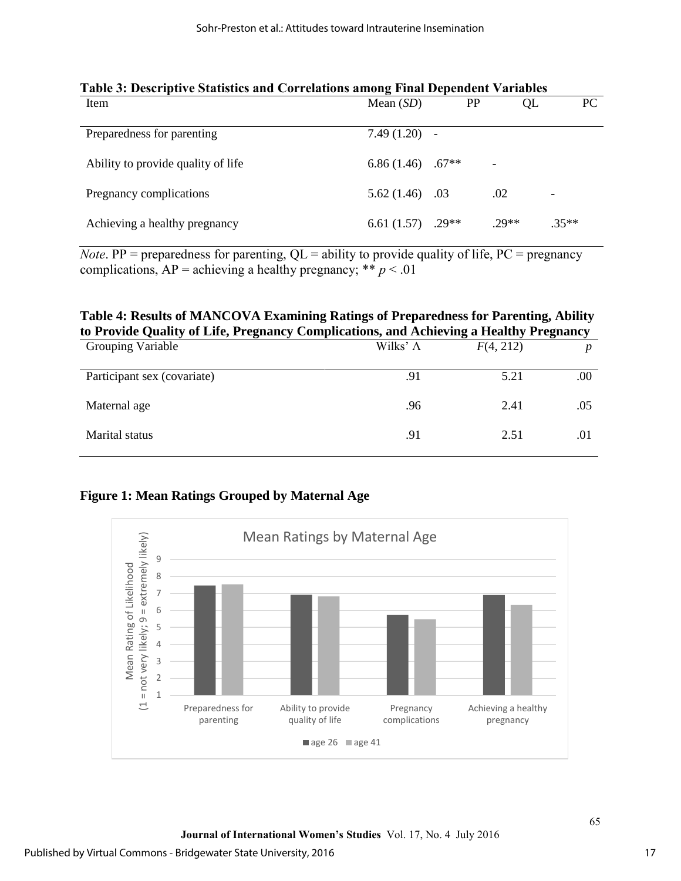**Table 3: Descriptive Statistics and Correlations among Final Dependent Variables**

| Item | Mean (*SD*) | PP | QL | PC |
|---|---|---|---|---|
| Preparedness for parenting | 7.49 (1.20) | - | | |
| Ability to provide quality of life | 6.86 (1.46) | .67** | - | |
| Pregnancy complications | 5.62 (1.46) | .03 | .02 | - |
| Achieving a healthy pregnancy | 6.61 (1.57) | .29** | .29** | .35** |

*Note*. PP = preparedness for parenting, QL = ability to provide quality of life, PC = pregnancy complications, AP = achieving a healthy pregnancy; ** $p < .01$

**Table 4: Results of MANCOVA Examining Ratings of Preparedness for Parenting, Ability to Provide Quality of Life, Pregnancy Complications, and Achieving a Healthy Pregnancy**

| Grouping Variable | Wilks' Λ | $F(4, 212)$ | *p* |
|---|---|---|---|
| Participant sex (covariate) | .91 | 5.21 | .00 |
| Maternal age | .96 | 2.41 | .05 |
| Marital status | .91 | 2.51 | .01 |

**Figure 1: Mean Ratings Grouped by Maternal Age**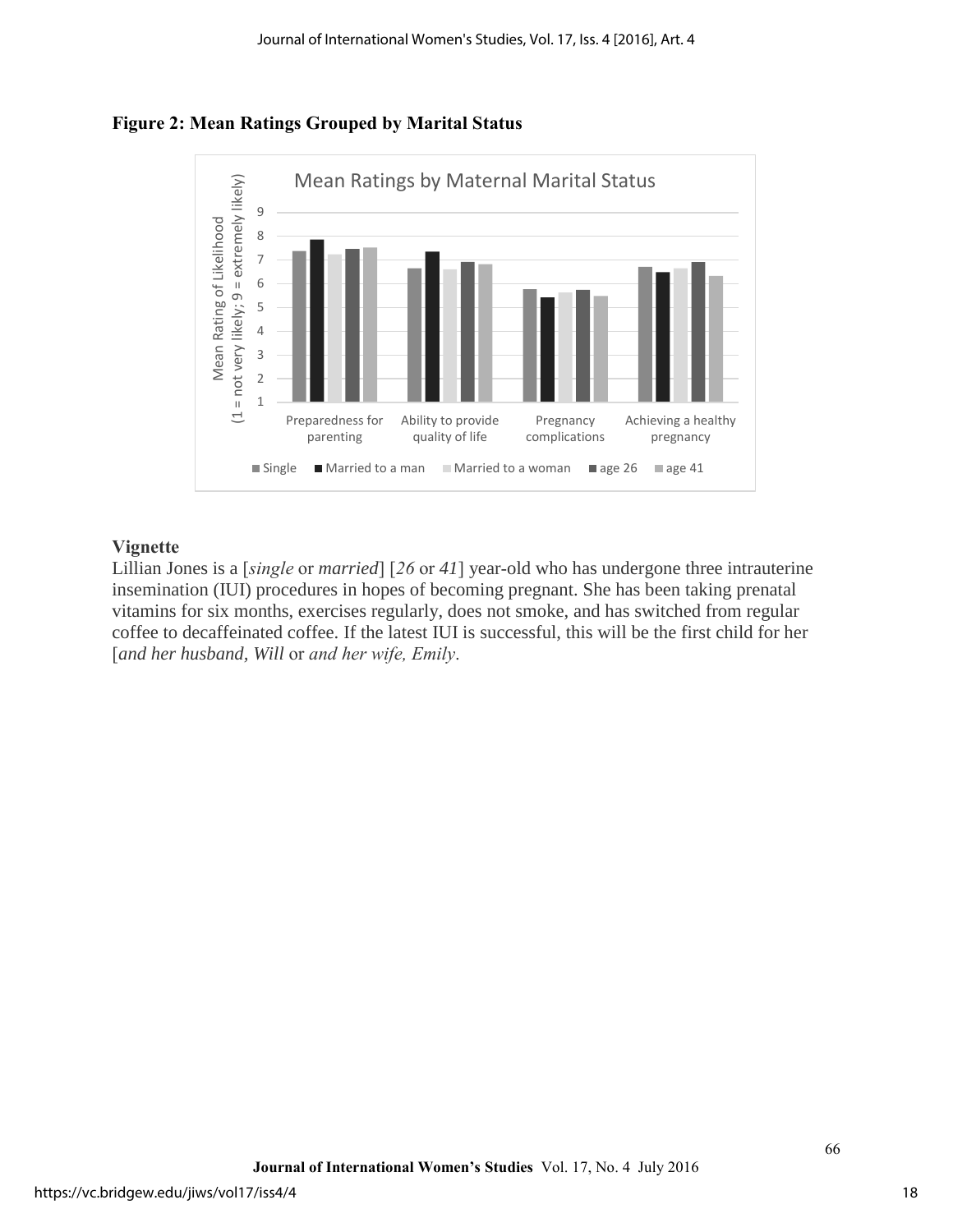**Figure 2: Mean Ratings Grouped by Marital Status**

Mean Ratings by Maternal Marital Status

Mean Rating of Likelihood
(1 = not very likely; 9 = extremely likely)

9
8
7
6
5
4
3
2
1

Preparedness for parenting
Ability to provide quality of life
Pregnancy complications
Achieving a healthy pregnancy

Single
Married to a man
Married to a woman
age 26
age 41

**Vignette**

Lillian Jones is a [*single* or *married*] [*26* or *41*] year-old who has undergone three intrauterine insemination (IUI) procedures in hopes of becoming pregnant. She has been taking prenatal vitamins for six months, exercises regularly, does not smoke, and has switched from regular coffee to decaffeinated coffee. If the latest IUI is successful, this will be the first child for her [*and her husband, Will* or *and her wife, Emily*.